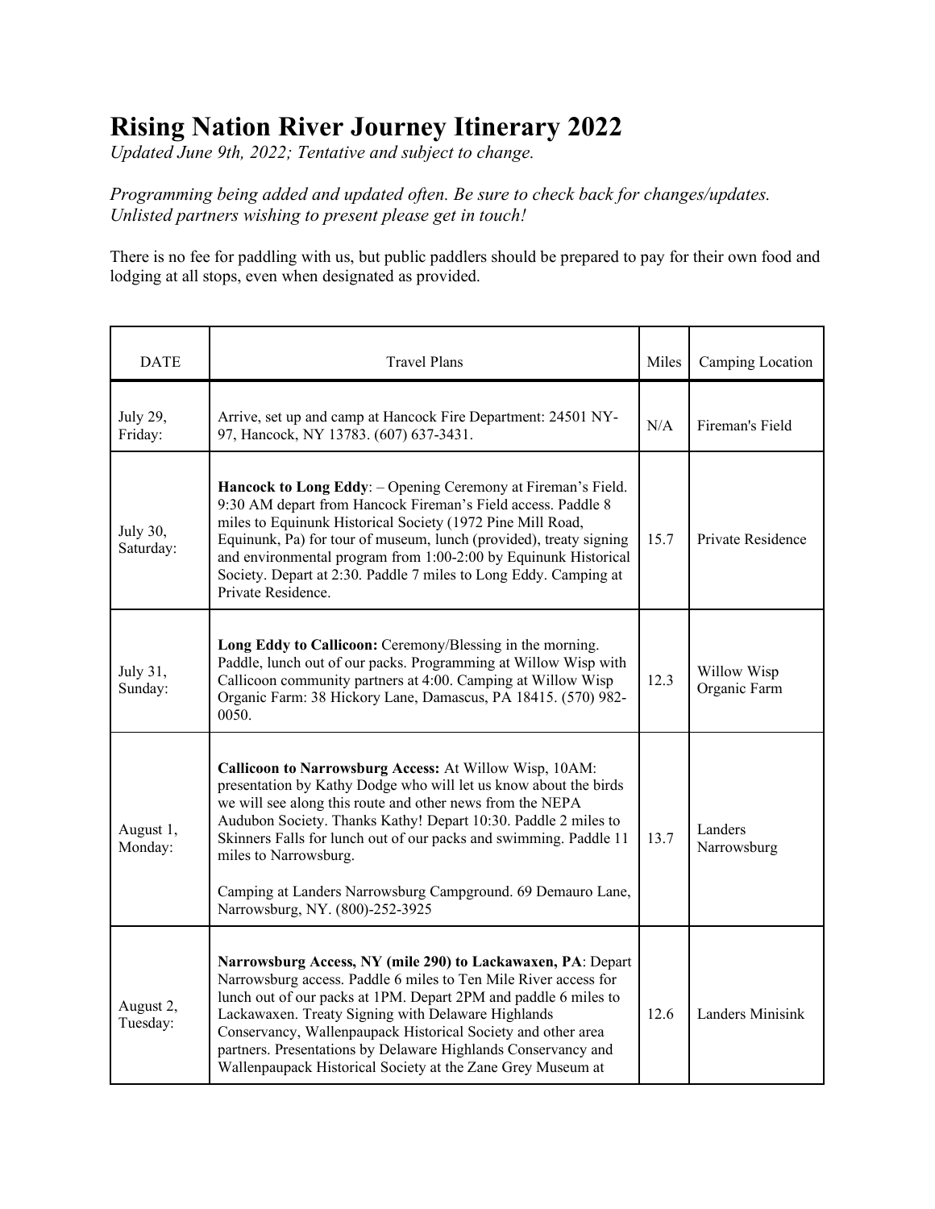# Rising Nation River Journey Itinerary 2022

*Updated June 9th, 2022; Tentative and subject to change.*

*Programming being added and updated often. Be sure to check back for changes/updates. Unlisted partners wishing to present please get in touch!*

There is no fee for paddling with us, but public paddlers should be prepared to pay for their own food and lodging at all stops, even when designated as provided.

| DATE | Travel Plans | Miles | Camping Location |
|---|---|---|---|
| July 29, Friday: | Arrive, set up and camp at Hancock Fire Department: 24501 NY-97, Hancock, NY 13783. (607) 637-3431. | N/A | Fireman's Field |
| July 30, Saturday: | **Hancock to Long Eddy**: – Opening Ceremony at Fireman's Field. 9:30 AM depart from Hancock Fireman's Field access. Paddle 8 miles to Equinunk Historical Society (1972 Pine Mill Road, Equinunk, Pa) for tour of museum, lunch (provided), treaty signing and environmental program from 1:00-2:00 by Equinunk Historical Society. Depart at 2:30. Paddle 7 miles to Long Eddy. Camping at Private Residence. | 15.7 | Private Residence |
| July 31, Sunday: | **Long Eddy to Callicoon:** Ceremony/Blessing in the morning. Paddle, lunch out of our packs. Programming at Willow Wisp with Callicoon community partners at 4:00. Camping at Willow Wisp Organic Farm: 38 Hickory Lane, Damascus, PA 18415. (570) 982-0050. | 12.3 | Willow Wisp Organic Farm |
| August 1, Monday: | **Callicoon to Narrowsburg Access:** At Willow Wisp, 10AM: presentation by Kathy Dodge who will let us know about the birds we will see along this route and other news from the NEPA Audubon Society. Thanks Kathy! Depart 10:30. Paddle 2 miles to Skinners Falls for lunch out of our packs and swimming. Paddle 11 miles to Narrowsburg.<br><br>Camping at Landers Narrowsburg Campground. 69 Demauro Lane, Narrowsburg, NY. (800)-252-3925 | 13.7 | Landers Narrowsburg |
| August 2, Tuesday: | **Narrowsburg Access, NY (mile 290) to Lackawaxen, PA**: Depart Narrowsburg access. Paddle 6 miles to Ten Mile River access for lunch out of our packs at 1PM. Depart 2PM and paddle 6 miles to Lackawaxen. Treaty Signing with Delaware Highlands Conservancy, Wallenpaupack Historical Society and other area partners. Presentations by Delaware Highlands Conservancy and Wallenpaupack Historical Society at the Zane Grey Museum at | 12.6 | Landers Minisink |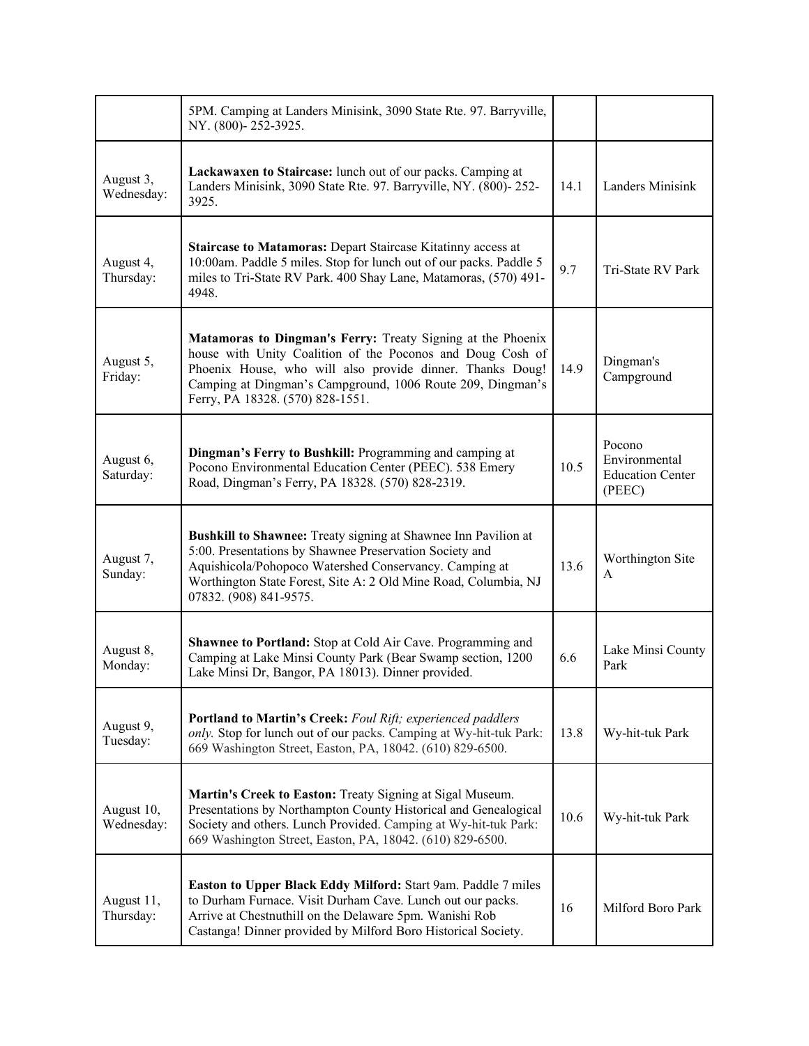|  |  |  |  |
| --- | --- | --- | --- |
|  | 5PM. Camping at Landers Minisink, 3090 State Rte. 97. Barryville, NY. (800)- 252-3925. |  |  |
| August 3, Wednesday: | **Lackawaxen to Staircase:** lunch out of our packs. Camping at Landers Minisink, 3090 State Rte. 97. Barryville, NY. (800)- 252-3925. | 14.1 | Landers Minisink |
| August 4, Thursday: | **Staircase to Matamoras:** Depart Staircase Kitatinny access at 10:00am. Paddle 5 miles. Stop for lunch out of our packs. Paddle 5 miles to Tri-State RV Park. 400 Shay Lane, Matamoras, (570) 491-4948. | 9.7 | Tri-State RV Park |
| August 5, Friday: | **Matamoras to Dingman's Ferry:** Treaty Signing at the Phoenix house with Unity Coalition of the Poconos and Doug Cosh of Phoenix House, who will also provide dinner. Thanks Doug! Camping at Dingman's Campground, 1006 Route 209, Dingman's Ferry, PA 18328. (570) 828-1551. | 14.9 | Dingman's Campground |
| August 6, Saturday: | **Dingman's Ferry to Bushkill:** Programming and camping at Pocono Environmental Education Center (PEEC). 538 Emery Road, Dingman's Ferry, PA 18328. (570) 828-2319. | 10.5 | Pocono Environmental Education Center (PEEC) |
| August 7, Sunday: | **Bushkill to Shawnee:** Treaty signing at Shawnee Inn Pavilion at 5:00. Presentations by Shawnee Preservation Society and Aquishicola/Pohopoco Watershed Conservancy. Camping at Worthington State Forest, Site A: 2 Old Mine Road, Columbia, NJ 07832. (908) 841-9575. | 13.6 | Worthington Site A |
| August 8, Monday: | **Shawnee to Portland:** Stop at Cold Air Cave. Programming and Camping at Lake Minsi County Park (Bear Swamp section, 1200 Lake Minsi Dr, Bangor, PA 18013). Dinner provided. | 6.6 | Lake Minsi County Park |
| August 9, Tuesday: | **Portland to Martin's Creek:** *Foul Rift; experienced paddlers only.* Stop for lunch out of our packs. Camping at Wy-hit-tuk Park: 669 Washington Street, Easton, PA, 18042. (610) 829-6500. | 13.8 | Wy-hit-tuk Park |
| August 10, Wednesday: | **Martin's Creek to Easton:** Treaty Signing at Sigal Museum. Presentations by Northampton County Historical and Genealogical Society and others. Lunch Provided. Camping at Wy-hit-tuk Park: 669 Washington Street, Easton, PA, 18042. (610) 829-6500. | 10.6 | Wy-hit-tuk Park |
| August 11, Thursday: | **Easton to Upper Black Eddy Milford:** Start 9am. Paddle 7 miles to Durham Furnace. Visit Durham Cave. Lunch out our packs. Arrive at Chestnuthill on the Delaware 5pm. Wanishi Rob Castanga! Dinner provided by Milford Boro Historical Society. | 16 | Milford Boro Park |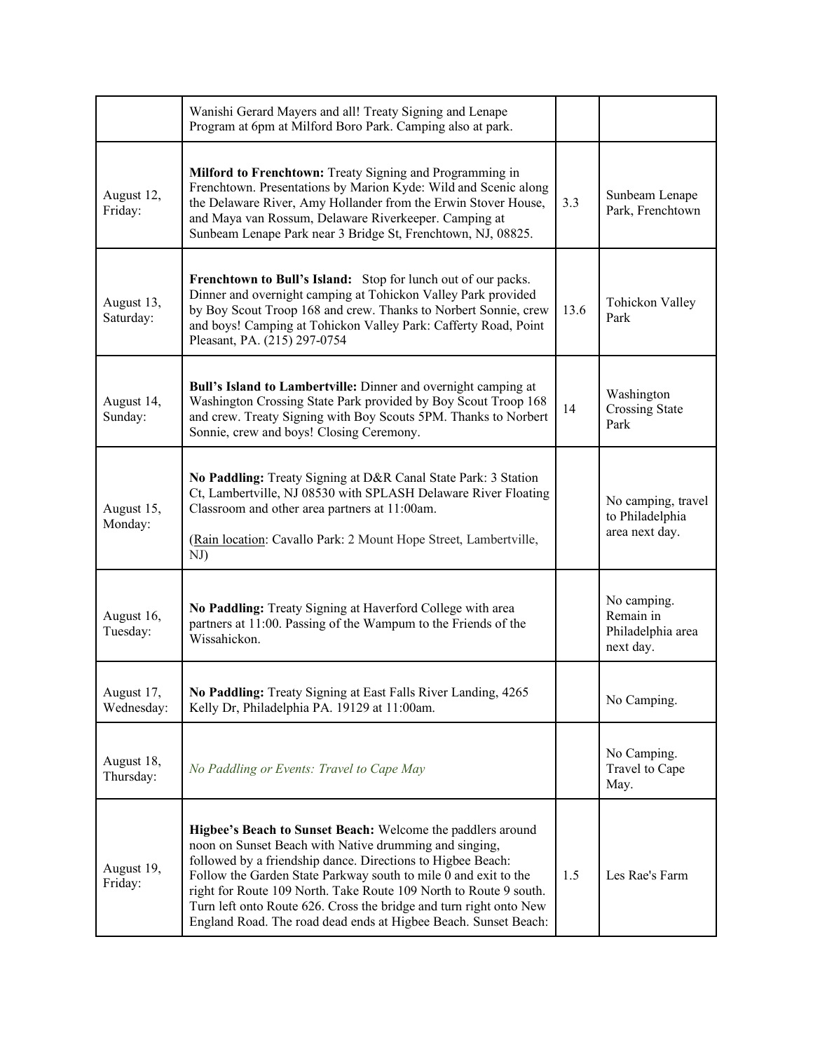| | | | |
|---|---|---|---|
| | Wanishi Gerard Mayers and all! Treaty Signing and Lenape Program at 6pm at Milford Boro Park. Camping also at park. | | |
| August 12, Friday: | **Milford to Frenchtown:** Treaty Signing and Programming in Frenchtown. Presentations by Marion Kyde: Wild and Scenic along the Delaware River, Amy Hollander from the Erwin Stover House, and Maya van Rossum, Delaware Riverkeeper. Camping at Sunbeam Lenape Park near 3 Bridge St, Frenchtown, NJ, 08825. | 3.3 | Sunbeam Lenape Park, Frenchtown |
| August 13, Saturday: | **Frenchtown to Bull's Island:** Stop for lunch out of our packs. Dinner and overnight camping at Tohickon Valley Park provided by Boy Scout Troop 168 and crew. Thanks to Norbert Sonnie, crew and boys! Camping at Tohickon Valley Park: Cafferty Road, Point Pleasant, PA. (215) 297-0754 | 13.6 | Tohickon Valley Park |
| August 14, Sunday: | **Bull's Island to Lambertville:** Dinner and overnight camping at Washington Crossing State Park provided by Boy Scout Troop 168 and crew. Treaty Signing with Boy Scouts 5PM. Thanks to Norbert Sonnie, crew and boys! Closing Ceremony. | 14 | Washington Crossing State Park |
| August 15, Monday: | **No Paddling:** Treaty Signing at D&R Canal State Park: 3 Station Ct, Lambertville, NJ 08530 with SPLASH Delaware River Floating Classroom and other area partners at 11:00am.<br><br>(<u>Rain location</u>: Cavallo Park: 2 Mount Hope Street, Lambertville, NJ) | | No camping, travel to Philadelphia area next day. |
| August 16, Tuesday: | **No Paddling:** Treaty Signing at Haverford College with area partners at 11:00. Passing of the Wampum to the Friends of the Wissahickon. | | No camping. Remain in Philadelphia area next day. |
| August 17, Wednesday: | **No Paddling:** Treaty Signing at East Falls River Landing, 4265 Kelly Dr, Philadelphia PA. 19129 at 11:00am. | | No Camping. |
| August 18, Thursday: | *No Paddling or Events: Travel to Cape May* | | No Camping. Travel to Cape May. |
| August 19, Friday: | **Higbee's Beach to Sunset Beach:** Welcome the paddlers around noon on Sunset Beach with Native drumming and singing, followed by a friendship dance. Directions to Higbee Beach: Follow the Garden State Parkway south to mile 0 and exit to the right for Route 109 North. Take Route 109 North to Route 9 south. Turn left onto Route 626. Cross the bridge and turn right onto New England Road. The road dead ends at Higbee Beach. Sunset Beach: | 1.5 | Les Rae's Farm |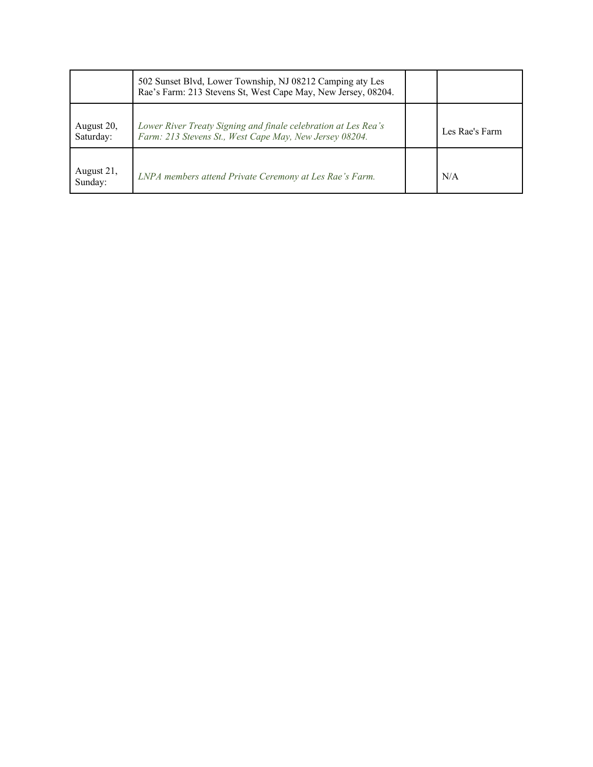| | | | |
|---|---|---|---|
| | 502 Sunset Blvd, Lower Township, NJ 08212 Camping aty Les Rae's Farm: 213 Stevens St, West Cape May, New Jersey, 08204. | | |
| August 20, Saturday: | *Lower River Treaty Signing and finale celebration at Les Rea's Farm: 213 Stevens St., West Cape May, New Jersey 08204.* | | Les Rae's Farm |
| August 21, Sunday: | *LNPA members attend Private Ceremony at Les Rae's Farm.* | | N/A |